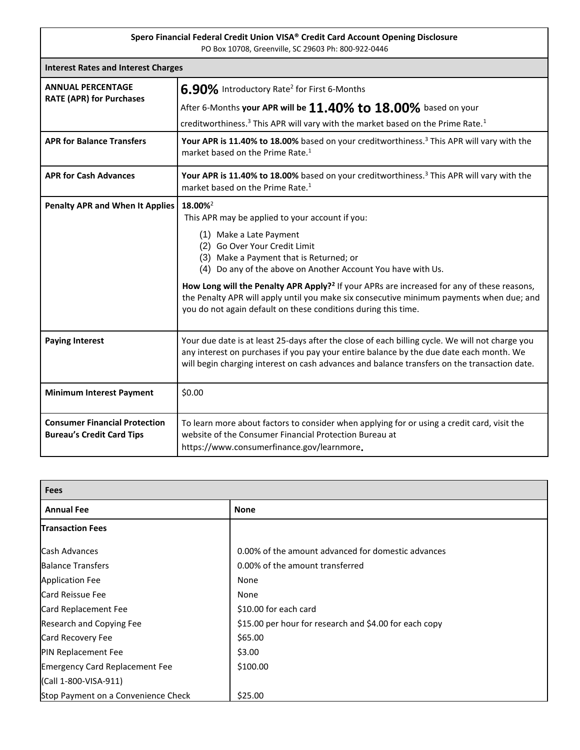| **Spero Financial Federal Credit Union VISA® Credit Card Account Opening Disclosure**<br>PO Box 10708, Greenville, SC 29603 Ph: 800-922-0446 | |
|---|---|
| **Interest Rates and Interest Charges** | |
| **ANNUAL PERCENTAGE RATE (APR) for Purchases** | **6.90%** Introductory Rate[2] for First 6-Months<br>After 6-Months **your APR will be 11.40% to 18.00%** based on your creditworthiness.[3] This APR will vary with the market based on the Prime Rate.[1] |
| **APR for Balance Transfers** | **Your APR is 11.40% to 18.00%** based on your creditworthiness.[3] This APR will vary with the market based on the Prime Rate.[1] |
| **APR for Cash Advances** | **Your APR is 11.40% to 18.00%** based on your creditworthiness.[3] This APR will vary with the market based on the Prime Rate.[1] |
| **Penalty APR and When It Applies** | **18.00%**[2]<br>This APR may be applied to your account if you:<br>(1) Make a Late Payment<br>(2) Go Over Your Credit Limit<br>(3) Make a Payment that is Returned; or<br>(4) Do any of the above on Another Account You have with Us.<br>**How Long will the Penalty APR Apply?[2]** If your APRs are increased for any of these reasons, the Penalty APR will apply until you make six consecutive minimum payments when due; and you do not again default on these conditions during this time. |
| **Paying Interest** | Your due date is at least 25-days after the close of each billing cycle. We will not charge you any interest on purchases if you pay your entire balance by the due date each month. We will begin charging interest on cash advances and balance transfers on the transaction date. |
| **Minimum Interest Payment** | $0.00 |
| **Consumer Financial Protection Bureau's Credit Card Tips** | To learn more about factors to consider when applying for or using a credit card, visit the website of the Consumer Financial Protection Bureau at https://www.consumerfinance.gov/learnmore. |

| **Fees** | |
|---|---|
| **Annual Fee** | **None** |
| **Transaction Fees** | |
| Cash Advances | 0.00% of the amount advanced for domestic advances |
| Balance Transfers | 0.00% of the amount transferred |
| Application Fee | None |
| Card Reissue Fee | None |
| Card Replacement Fee | $10.00 for each card |
| Research and Copying Fee | $15.00 per hour for research and $4.00 for each copy |
| Card Recovery Fee | $65.00 |
| PIN Replacement Fee | $3.00 |
| Emergency Card Replacement Fee<br>(Call 1-800-VISA-911) | $100.00 |
| Stop Payment on a Convenience Check | $25.00 |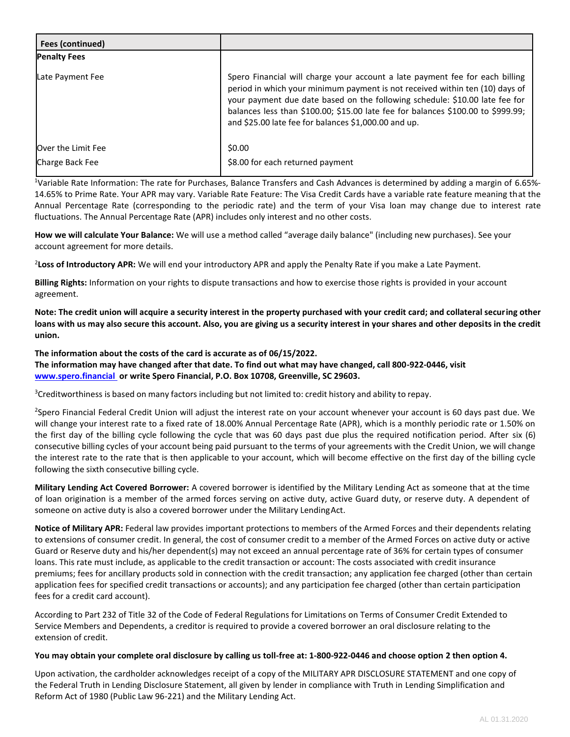| Fees (continued) | |
|---|---|
| **Penalty Fees** | |
| Late Payment Fee | Spero Financial will charge your account a late payment fee for each billing period in which your minimum payment is not received within ten (10) days of your payment due date based on the following schedule: $10.00 late fee for balances less than $100.00; $15.00 late fee for balances $100.00 to $999.99; and $25.00 late fee for balances $1,000.00 and up. |
| Over the Limit Fee | $0.00 |
| Charge Back Fee | $8.00 for each returned payment |

[1]Variable Rate Information: The rate for Purchases, Balance Transfers and Cash Advances is determined by adding a margin of 6.65%-14.65% to Prime Rate. Your APR may vary. Variable Rate Feature: The Visa Credit Cards have a variable rate feature meaning that the Annual Percentage Rate (corresponding to the periodic rate) and the term of your Visa loan may change due to interest rate fluctuations. The Annual Percentage Rate (APR) includes only interest and no other costs.

**How we will calculate Your Balance:** We will use a method called "average daily balance" (including new purchases). See your account agreement for more details.

[2]**Loss of Introductory APR:** We will end your introductory APR and apply the Penalty Rate if you make a Late Payment.

**Billing Rights:** Information on your rights to dispute transactions and how to exercise those rights is provided in your account agreement.

**Note: The credit union will acquire a security interest in the property purchased with your credit card; and collateral securing other loans with us may also secure this account. Also, you are giving us a security interest in your shares and other deposits in the credit union.**

**The information about the costs of the card is accurate as of 06/15/2022.**
**The information may have changed after that date. To find out what may have changed, call 800-922-0446, visit [www.spero.financial](www.spero.financial) or write Spero Financial, P.O. Box 10708, Greenville, SC 29603.**

[3]Creditworthiness is based on many factors including but not limited to: credit history and ability to repay.

[2]Spero Financial Federal Credit Union will adjust the interest rate on your account whenever your account is 60 days past due. We will change your interest rate to a fixed rate of 18.00% Annual Percentage Rate (APR), which is a monthly periodic rate or 1.50% on the first day of the billing cycle following the cycle that was 60 days past due plus the required notification period. After six (6) consecutive billing cycles of your account being paid pursuant to the terms of your agreements with the Credit Union, we will change the interest rate to the rate that is then applicable to your account, which will become effective on the first day of the billing cycle following the sixth consecutive billing cycle.

**Military Lending Act Covered Borrower:** A covered borrower is identified by the Military Lending Act as someone that at the time of loan origination is a member of the armed forces serving on active duty, active Guard duty, or reserve duty. A dependent of someone on active duty is also a covered borrower under the Military Lending Act.

**Notice of Military APR:** Federal law provides important protections to members of the Armed Forces and their dependents relating to extensions of consumer credit. In general, the cost of consumer credit to a member of the Armed Forces on active duty or active Guard or Reserve duty and his/her dependent(s) may not exceed an annual percentage rate of 36% for certain types of consumer loans. This rate must include, as applicable to the credit transaction or account: The costs associated with credit insurance premiums; fees for ancillary products sold in connection with the credit transaction; any application fee charged (other than certain application fees for specified credit transactions or accounts); and any participation fee charged (other than certain participation fees for a credit card account).

According to Part 232 of Title 32 of the Code of Federal Regulations for Limitations on Terms of Consumer Credit Extended to Service Members and Dependents, a creditor is required to provide a covered borrower an oral disclosure relating to the extension of credit.

**You may obtain your complete oral disclosure by calling us toll-free at: 1-800-922-0446 and choose option 2 then option 4.**

Upon activation, the cardholder acknowledges receipt of a copy of the MILITARY APR DISCLOSURE STATEMENT and one copy of the Federal Truth in Lending Disclosure Statement, all given by lender in compliance with Truth in Lending Simplification and Reform Act of 1980 (Public Law 96-221) and the Military Lending Act.

AL 01.31.2020